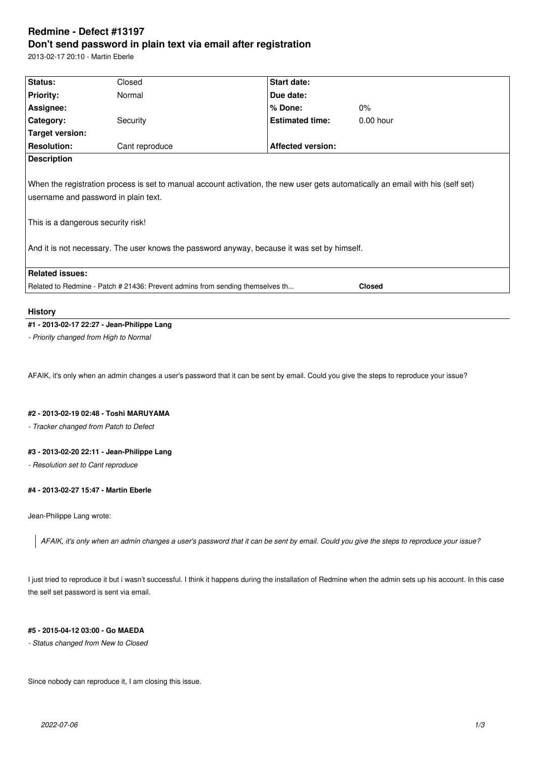# Redmine - Defect #13197

## Don't send password in plain text via email after registration

2013-02-17 20:10 - Martin Eberle

| Status: | Closed | Start date: | |
|---|---|---|---|
| Priority: | Normal | Due date: | |
| Assignee: | | % Done: | 0% |
| Category: | Security | Estimated time: | 0.00 hour |
| Target version: | | | |
| Resolution: | Cant reproduce | Affected version: | |

**Description**

When the registration process is set to manual account activation, the new user gets automatically an email with his (self set) username and password in plain text.

This is a dangerous security risk!

And it is not necessary. The user knows the password anyway, because it was set by himself.

**Related issues:**

Related to Redmine - Patch # 21436: Prevent admins from sending themselves th... **Closed**

## History

#### #1 - 2013-02-17 22:27 - Jean-Philippe Lang

*- Priority changed from High to Normal*

AFAIK, it's only when an admin changes a user's password that it can be sent by email. Could you give the steps to reproduce your issue?

#### #2 - 2013-02-19 02:48 - Toshi MARUYAMA

*- Tracker changed from Patch to Defect*

#### #3 - 2013-02-20 22:11 - Jean-Philippe Lang

*- Resolution set to Cant reproduce*

#### #4 - 2013-02-27 15:47 - Martin Eberle

Jean-Philippe Lang wrote:

> *AFAIK, it's only when an admin changes a user's password that it can be sent by email. Could you give the steps to reproduce your issue?*

I just tried to reproduce it but i wasn't successful. I think it happens during the installation of Redmine when the admin sets up his account. In this case the self set password is sent via email.

#### #5 - 2015-04-12 03:00 - Go MAEDA

*- Status changed from New to Closed*

Since nobody can reproduce it, I am closing this issue.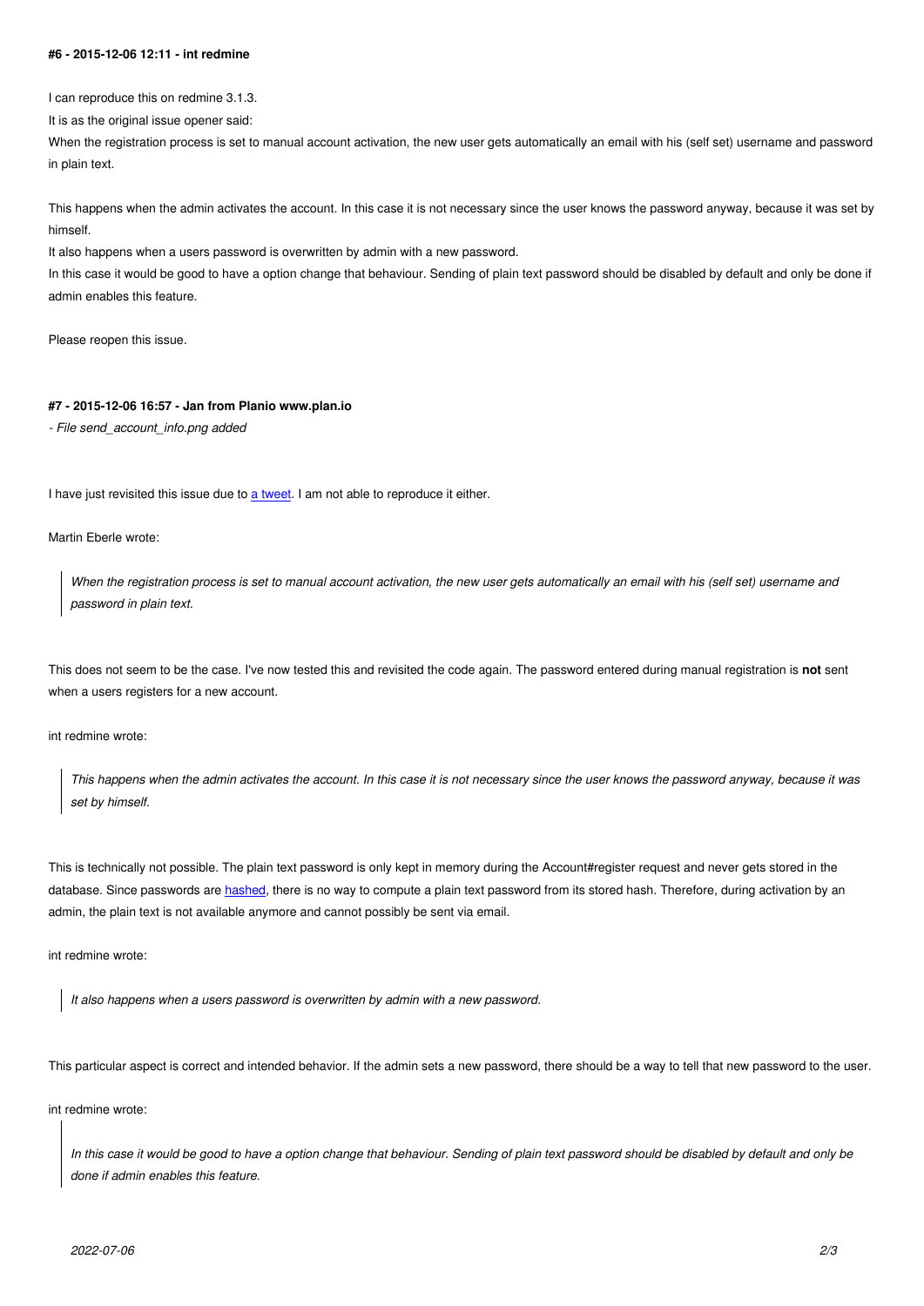#### #6 - 2015-12-06 12:11 - int redmine

I can reproduce this on redmine 3.1.3.

It is as the original issue opener said:

When the registration process is set to manual account activation, the new user gets automatically an email with his (self set) username and password in plain text.

This happens when the admin activates the account. In this case it is not necessary since the user knows the password anyway, because it was set by himself.

It also happens when a users password is overwritten by admin with a new password.

In this case it would be good to have a option change that behaviour. Sending of plain text password should be disabled by default and only be done if admin enables this feature.

Please reopen this issue.

#### #7 - 2015-12-06 16:57 - Jan from Planio www.plan.io

*- File send_account_info.png added*

I have just revisited this issue due to a tweet. I am not able to reproduce it either.

Martin Eberle wrote:

> *When the registration process is set to manual account activation, the new user gets automatically an email with his (self set) username and password in plain text.*

This does not seem to be the case. I've now tested this and revisited the code again. The password entered during manual registration is **not** sent when a users registers for a new account.

int redmine wrote:

> *This happens when the admin activates the account. In this case it is not necessary since the user knows the password anyway, because it was set by himself.*

This is technically not possible. The plain text password is only kept in memory during the Account#register request and never gets stored in the database. Since passwords are hashed, there is no way to compute a plain text password from its stored hash. Therefore, during activation by an admin, the plain text is not available anymore and cannot possibly be sent via email.

int redmine wrote:

> *It also happens when a users password is overwritten by admin with a new password.*

This particular aspect is correct and intended behavior. If the admin sets a new password, there should be a way to tell that new password to the user.

int redmine wrote:

> *In this case it would be good to have a option change that behaviour. Sending of plain text password should be disabled by default and only be done if admin enables this feature.*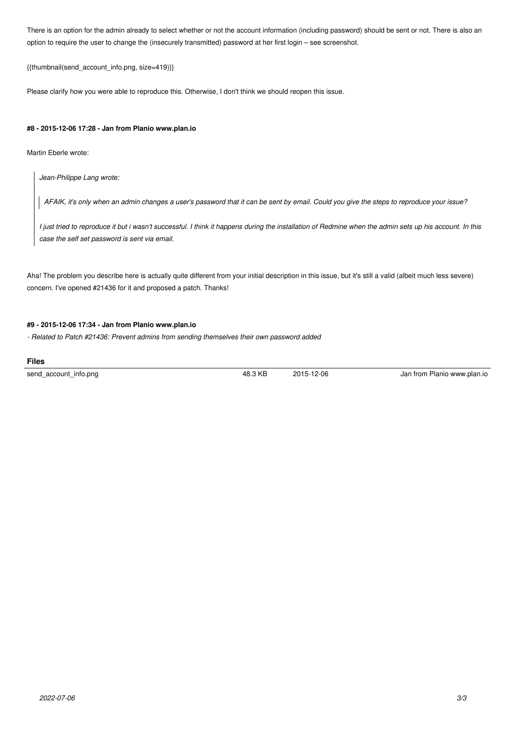There is an option for the admin already to select whether or not the account information (including password) should be sent or not. There is also an option to require the user to change the (insecurely transmitted) password at her first login – see screenshot.

{{thumbnail(send_account_info.png, size=419)}}

Please clarify how you were able to reproduce this. Otherwise, I don't think we should reopen this issue.

#### #8 - 2015-12-06 17:28 - Jan from Planio www.plan.io

Martin Eberle wrote:

> *Jean-Philippe Lang wrote:*
>
> > *AFAIK, it's only when an admin changes a user's password that it can be sent by email. Could you give the steps to reproduce your issue?*
>
> *I just tried to reproduce it but i wasn't successful. I think it happens during the installation of Redmine when the admin sets up his account. In this case the self set password is sent via email.*

Aha! The problem you describe here is actually quite different from your initial description in this issue, but it's still a valid (albeit much less severe) concern. I've opened #21436 for it and proposed a patch. Thanks!

#### #9 - 2015-12-06 17:34 - Jan from Planio www.plan.io

*- Related to Patch #21436: Prevent admins from sending themselves their own password added*

### Files

| | | | |
|---|---|---|---|
| send_account_info.png | 48.3 KB | 2015-12-06 | Jan from Planio www.plan.io |